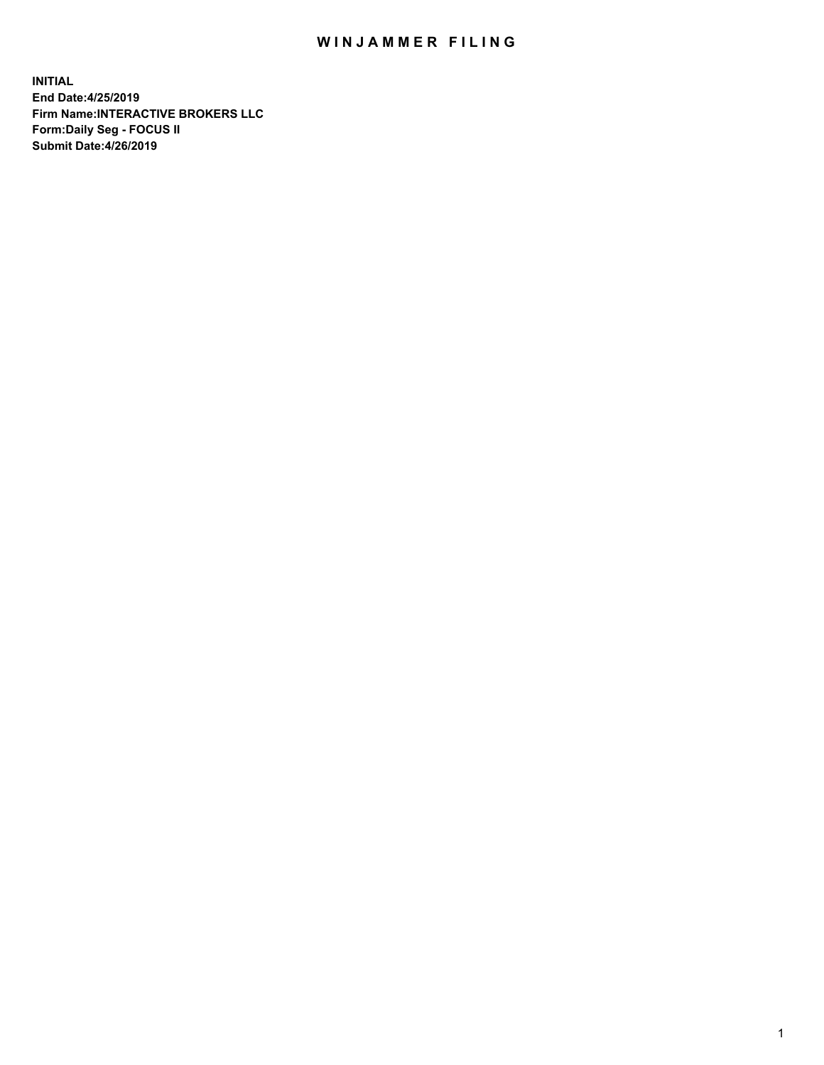# WINJAMMER FILING

**INITIAL**
**End Date:4/25/2019**
**Firm Name:INTERACTIVE BROKERS LLC**
**Form:Daily Seg - FOCUS II**
**Submit Date:4/26/2019**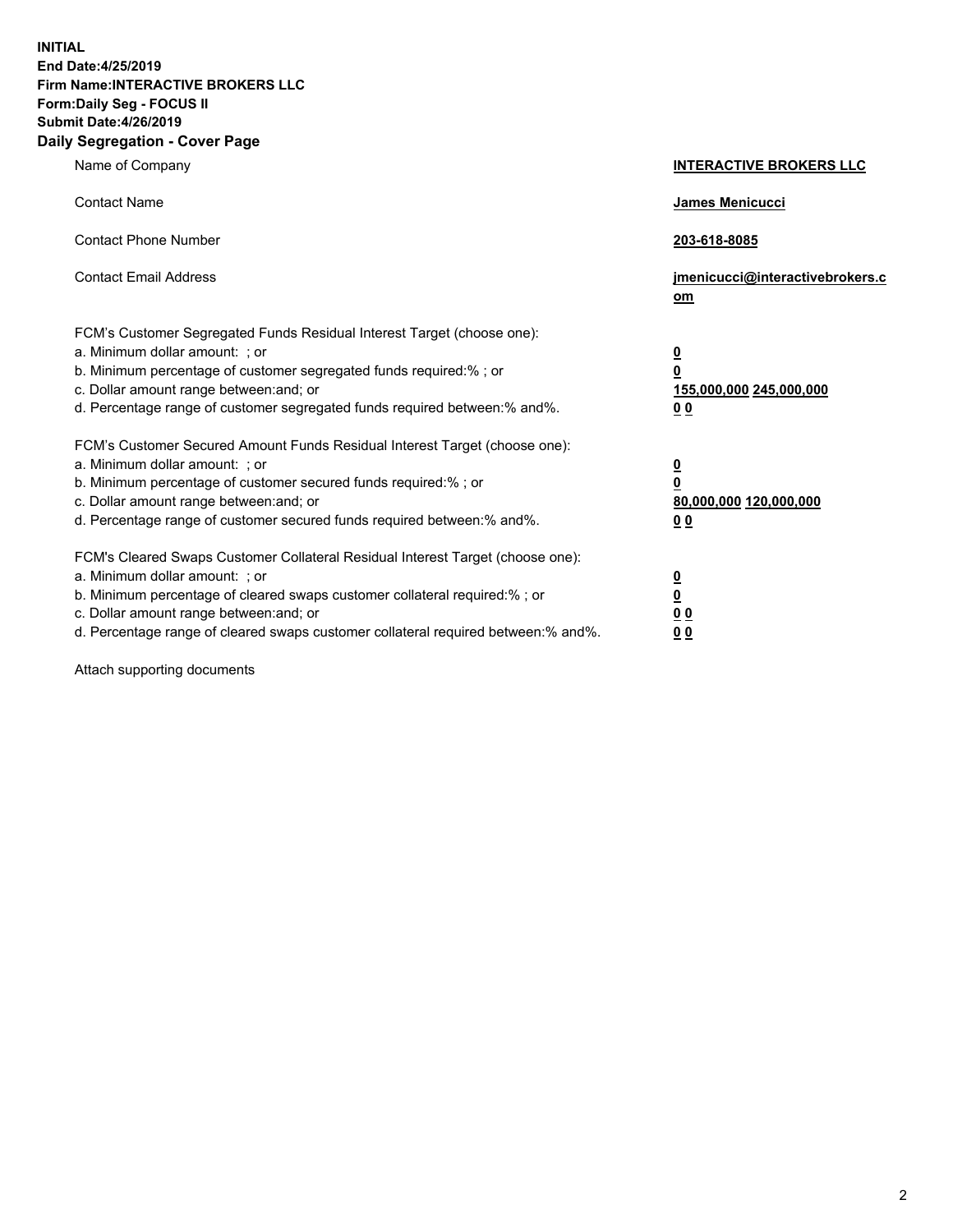**INITIAL**
**End Date:4/25/2019**
**Firm Name:INTERACTIVE BROKERS LLC**
**Form:Daily Seg - FOCUS II**
**Submit Date:4/26/2019**

## Daily Segregation - Cover Page

| | |
|---|---|
| Name of Company | **INTERACTIVE BROKERS LLC** |
| Contact Name | **James Menicucci** |
| Contact Phone Number | **203-618-8085** |
| Contact Email Address | **jmenicucci@interactivebrokers.com** |
| FCM's Customer Segregated Funds Residual Interest Target (choose one): | |
| a. Minimum dollar amount: ; or | **0** |
| b. Minimum percentage of customer segregated funds required:% ; or | **0** |
| c. Dollar amount range between:and; or | **155,000,000 245,000,000** |
| d. Percentage range of customer segregated funds required between:% and%. | **0 0** |
| FCM's Customer Secured Amount Funds Residual Interest Target (choose one): | |
| a. Minimum dollar amount: ; or | **0** |
| b. Minimum percentage of customer secured funds required:% ; or | **0** |
| c. Dollar amount range between:and; or | **80,000,000 120,000,000** |
| d. Percentage range of customer secured funds required between:% and%. | **0 0** |
| FCM's Cleared Swaps Customer Collateral Residual Interest Target (choose one): | |
| a. Minimum dollar amount: ; or | **0** |
| b. Minimum percentage of cleared swaps customer collateral required:% ; or | **0** |
| c. Dollar amount range between:and; or | **0 0** |
| d. Percentage range of cleared swaps customer collateral required between:% and%. | **0 0** |

Attach supporting documents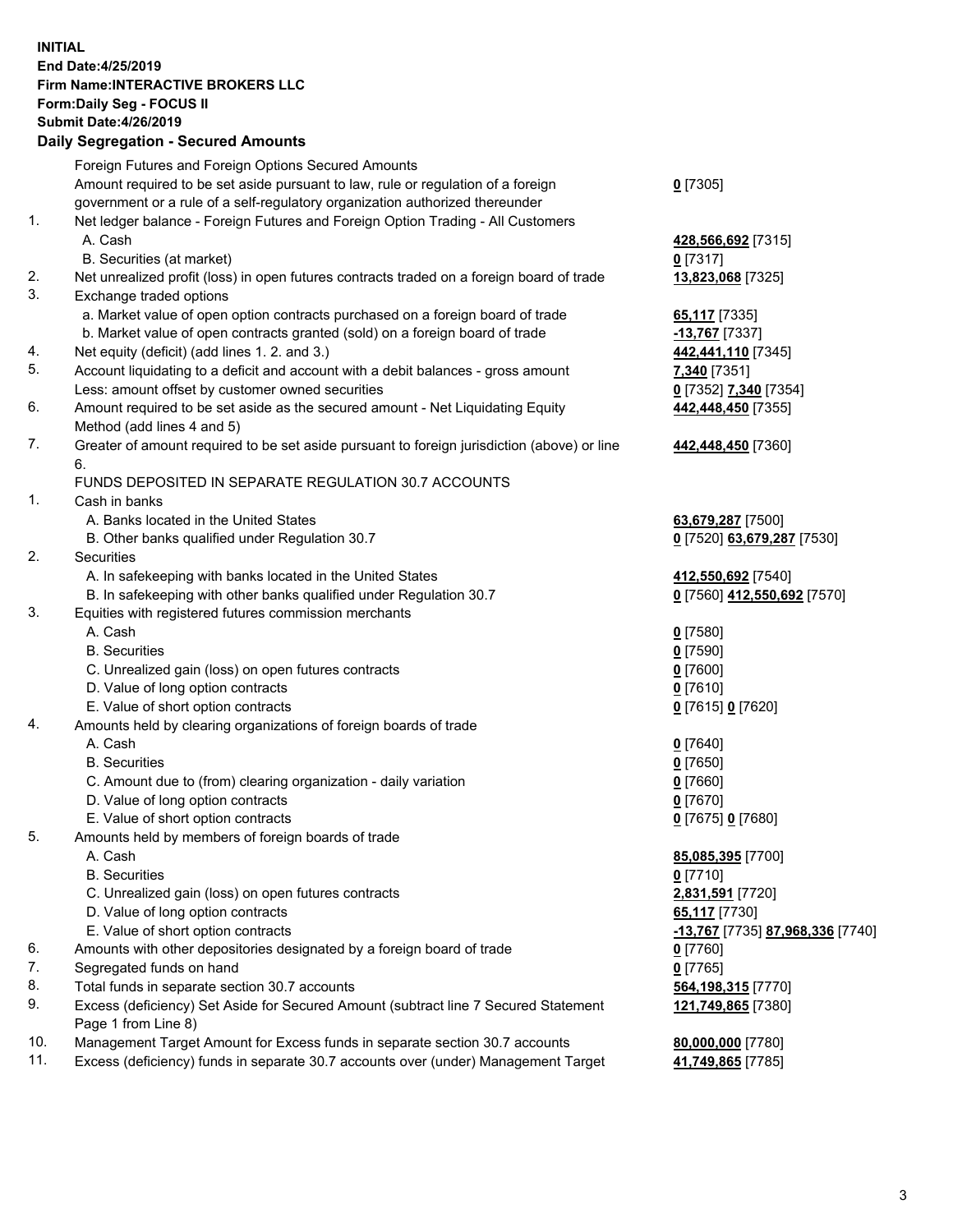**INITIAL**
**End Date:4/25/2019**
**Firm Name:INTERACTIVE BROKERS LLC**
**Form:Daily Seg - FOCUS II**
**Submit Date:4/26/2019**
**Daily Segregation - Secured Amounts**

| | | |
|---|---|---|
| | Foreign Futures and Foreign Options Secured Amounts | |
| | Amount required to be set aside pursuant to law, rule or regulation of a foreign government or a rule of a self-regulatory organization authorized thereunder | **0** [7305] |
| 1. | Net ledger balance - Foreign Futures and Foreign Option Trading - All Customers | |
| | A. Cash | **428,566,692** [7315] |
| | B. Securities (at market) | **0** [7317] |
| 2. | Net unrealized profit (loss) in open futures contracts traded on a foreign board of trade | **13,823,068** [7325] |
| 3. | Exchange traded options | |
| | a. Market value of open option contracts purchased on a foreign board of trade | **65,117** [7335] |
| | b. Market value of open contracts granted (sold) on a foreign board of trade | **-13,767** [7337] |
| 4. | Net equity (deficit) (add lines 1. 2. and 3.) | **442,441,110** [7345] |
| 5. | Account liquidating to a deficit and account with a debit balances - gross amount | **7,340** [7351] |
| | Less: amount offset by customer owned securities | **0** [7352] **7,340** [7354] |
| 6. | Amount required to be set aside as the secured amount - Net Liquidating Equity Method (add lines 4 and 5) | **442,448,450** [7355] |
| 7. | Greater of amount required to be set aside pursuant to foreign jurisdiction (above) or line 6. | **442,448,450** [7360] |
| | FUNDS DEPOSITED IN SEPARATE REGULATION 30.7 ACCOUNTS | |
| 1. | Cash in banks | |
| | A. Banks located in the United States | **63,679,287** [7500] |
| | B. Other banks qualified under Regulation 30.7 | **0** [7520] **63,679,287** [7530] |
| 2. | Securities | |
| | A. In safekeeping with banks located in the United States | **412,550,692** [7540] |
| | B. In safekeeping with other banks qualified under Regulation 30.7 | **0** [7560] **412,550,692** [7570] |
| 3. | Equities with registered futures commission merchants | |
| | A. Cash | **0** [7580] |
| | B. Securities | **0** [7590] |
| | C. Unrealized gain (loss) on open futures contracts | **0** [7600] |
| | D. Value of long option contracts | **0** [7610] |
| | E. Value of short option contracts | **0** [7615] **0** [7620] |
| 4. | Amounts held by clearing organizations of foreign boards of trade | |
| | A. Cash | **0** [7640] |
| | B. Securities | **0** [7650] |
| | C. Amount due to (from) clearing organization - daily variation | **0** [7660] |
| | D. Value of long option contracts | **0** [7670] |
| | E. Value of short option contracts | **0** [7675] **0** [7680] |
| 5. | Amounts held by members of foreign boards of trade | |
| | A. Cash | **85,085,395** [7700] |
| | B. Securities | **0** [7710] |
| | C. Unrealized gain (loss) on open futures contracts | **2,831,591** [7720] |
| | D. Value of long option contracts | **65,117** [7730] |
| | E. Value of short option contracts | **-13,767** [7735] **87,968,336** [7740] |
| 6. | Amounts with other depositories designated by a foreign board of trade | **0** [7760] |
| 7. | Segregated funds on hand | **0** [7765] |
| 8. | Total funds in separate section 30.7 accounts | **564,198,315** [7770] |
| 9. | Excess (deficiency) Set Aside for Secured Amount (subtract line 7 Secured Statement Page 1 from Line 8) | **121,749,865** [7380] |
| 10. | Management Target Amount for Excess funds in separate section 30.7 accounts | **80,000,000** [7780] |
| 11. | Excess (deficiency) funds in separate 30.7 accounts over (under) Management Target | **41,749,865** [7785] |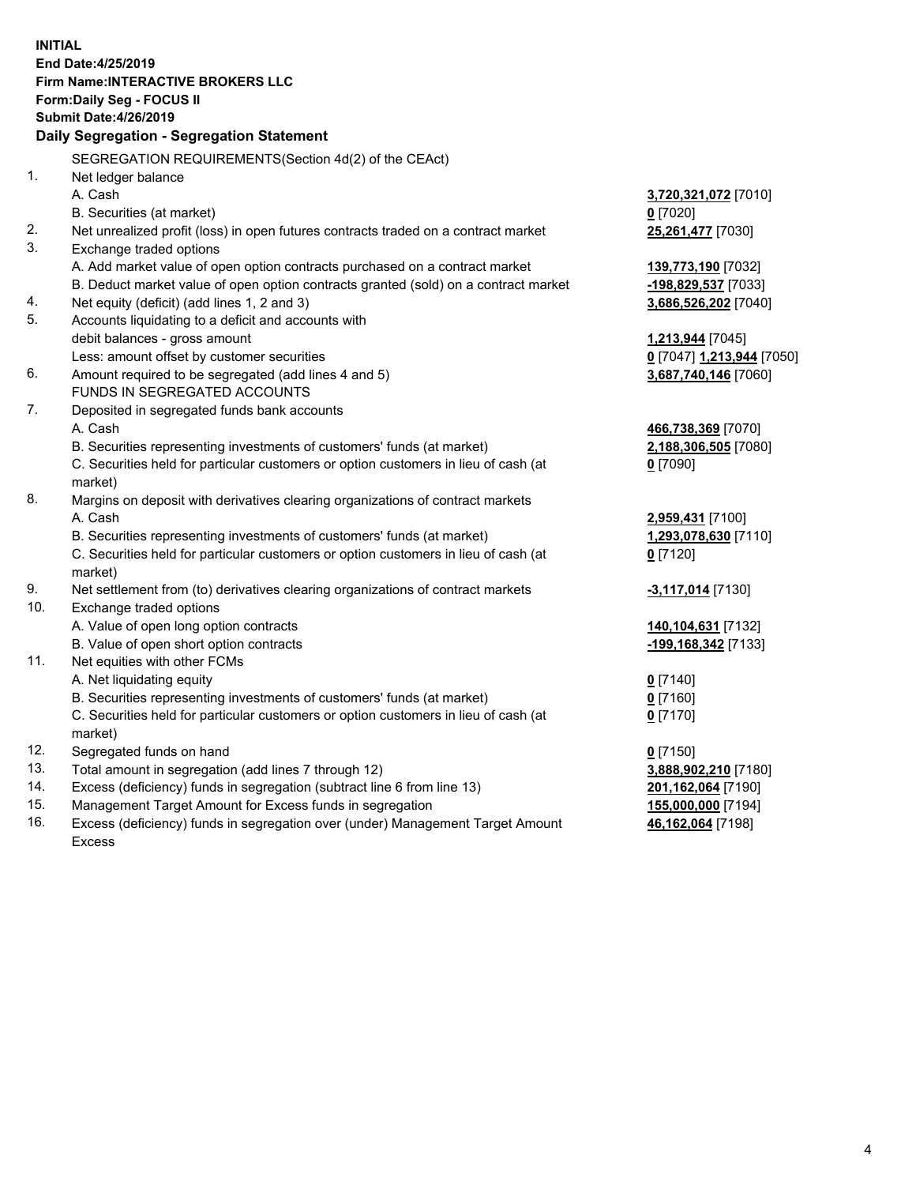**INITIAL**
**End Date:4/25/2019**
**Firm Name:INTERACTIVE BROKERS LLC**
**Form:Daily Seg - FOCUS II**
**Submit Date:4/26/2019**

**Daily Segregation - Segregation Statement**

SEGREGATION REQUIREMENTS(Section 4d(2) of the CEAct)

| | | |
|---|---|---|
| 1. | Net ledger balance | |
| | A. Cash | **3,720,321,072** [7010] |
| | B. Securities (at market) | **0** [7020] |
| 2. | Net unrealized profit (loss) in open futures contracts traded on a contract market | **25,261,477** [7030] |
| 3. | Exchange traded options | |
| | A. Add market value of open option contracts purchased on a contract market | **139,773,190** [7032] |
| | B. Deduct market value of open option contracts granted (sold) on a contract market | **-198,829,537** [7033] |
| 4. | Net equity (deficit) (add lines 1, 2 and 3) | **3,686,526,202** [7040] |
| 5. | Accounts liquidating to a deficit and accounts with | |
| | debit balances - gross amount | **1,213,944** [7045] |
| | Less: amount offset by customer securities | **0** [7047] **1,213,944** [7050] |
| 6. | Amount required to be segregated (add lines 4 and 5) | **3,687,740,146** [7060] |
| | FUNDS IN SEGREGATED ACCOUNTS | |
| 7. | Deposited in segregated funds bank accounts | |
| | A. Cash | **466,738,369** [7070] |
| | B. Securities representing investments of customers' funds (at market) | **2,188,306,505** [7080] |
| | C. Securities held for particular customers or option customers in lieu of cash (at market) | **0** [7090] |
| 8. | Margins on deposit with derivatives clearing organizations of contract markets | |
| | A. Cash | **2,959,431** [7100] |
| | B. Securities representing investments of customers' funds (at market) | **1,293,078,630** [7110] |
| | C. Securities held for particular customers or option customers in lieu of cash (at market) | **0** [7120] |
| 9. | Net settlement from (to) derivatives clearing organizations of contract markets | **-3,117,014** [7130] |
| 10. | Exchange traded options | |
| | A. Value of open long option contracts | **140,104,631** [7132] |
| | B. Value of open short option contracts | **-199,168,342** [7133] |
| 11. | Net equities with other FCMs | |
| | A. Net liquidating equity | **0** [7140] |
| | B. Securities representing investments of customers' funds (at market) | **0** [7160] |
| | C. Securities held for particular customers or option customers in lieu of cash (at market) | **0** [7170] |
| 12. | Segregated funds on hand | **0** [7150] |
| 13. | Total amount in segregation (add lines 7 through 12) | **3,888,902,210** [7180] |
| 14. | Excess (deficiency) funds in segregation (subtract line 6 from line 13) | **201,162,064** [7190] |
| 15. | Management Target Amount for Excess funds in segregation | **155,000,000** [7194] |
| 16. | Excess (deficiency) funds in segregation over (under) Management Target Amount Excess | **46,162,064** [7198] |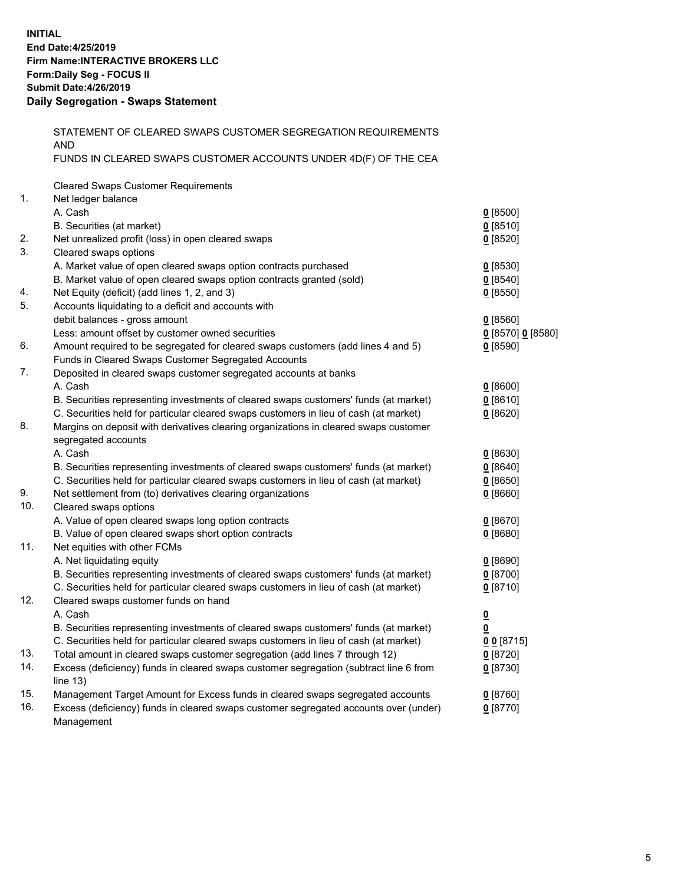**INITIAL**
**End Date:4/25/2019**
**Firm Name:INTERACTIVE BROKERS LLC**
**Form:Daily Seg - FOCUS II**
**Submit Date:4/26/2019**
**Daily Segregation - Swaps Statement**

STATEMENT OF CLEARED SWAPS CUSTOMER SEGREGATION REQUIREMENTS
AND
FUNDS IN CLEARED SWAPS CUSTOMER ACCOUNTS UNDER 4D(F) OF THE CEA

| | | |
|---|---|---|
| | Cleared Swaps Customer Requirements | |
| 1. | Net ledger balance | |
| | A. Cash | 0 [8500] |
| | B. Securities (at market) | 0 [8510] |
| 2. | Net unrealized profit (loss) in open cleared swaps | 0 [8520] |
| 3. | Cleared swaps options | |
| | A. Market value of open cleared swaps option contracts purchased | 0 [8530] |
| | B. Market value of open cleared swaps option contracts granted (sold) | 0 [8540] |
| 4. | Net Equity (deficit) (add lines 1, 2, and 3) | 0 [8550] |
| 5. | Accounts liquidating to a deficit and accounts with | |
| | debit balances - gross amount | 0 [8560] |
| | Less: amount offset by customer owned securities | 0 [8570] 0 [8580] |
| 6. | Amount required to be segregated for cleared swaps customers (add lines 4 and 5) | 0 [8590] |
| | Funds in Cleared Swaps Customer Segregated Accounts | |
| 7. | Deposited in cleared swaps customer segregated accounts at banks | |
| | A. Cash | 0 [8600] |
| | B. Securities representing investments of cleared swaps customers' funds (at market) | 0 [8610] |
| | C. Securities held for particular cleared swaps customers in lieu of cash (at market) | 0 [8620] |
| 8. | Margins on deposit with derivatives clearing organizations in cleared swaps customer segregated accounts | |
| | A. Cash | 0 [8630] |
| | B. Securities representing investments of cleared swaps customers' funds (at market) | 0 [8640] |
| | C. Securities held for particular cleared swaps customers in lieu of cash (at market) | 0 [8650] |
| 9. | Net settlement from (to) derivatives clearing organizations | 0 [8660] |
| 10. | Cleared swaps options | |
| | A. Value of open cleared swaps long option contracts | 0 [8670] |
| | B. Value of open cleared swaps short option contracts | 0 [8680] |
| 11. | Net equities with other FCMs | |
| | A. Net liquidating equity | 0 [8690] |
| | B. Securities representing investments of cleared swaps customers' funds (at market) | 0 [8700] |
| | C. Securities held for particular cleared swaps customers in lieu of cash (at market) | 0 [8710] |
| 12. | Cleared swaps customer funds on hand | |
| | A. Cash | 0 |
| | B. Securities representing investments of cleared swaps customers' funds (at market) | 0 |
| | C. Securities held for particular cleared swaps customers in lieu of cash (at market) | 0 0 [8715] |
| 13. | Total amount in cleared swaps customer segregation (add lines 7 through 12) | 0 [8720] |
| 14. | Excess (deficiency) funds in cleared swaps customer segregation (subtract line 6 from line 13) | 0 [8730] |
| 15. | Management Target Amount for Excess funds in cleared swaps segregated accounts | 0 [8760] |
| 16. | Excess (deficiency) funds in cleared swaps customer segregated accounts over (under) Management | 0 [8770] |